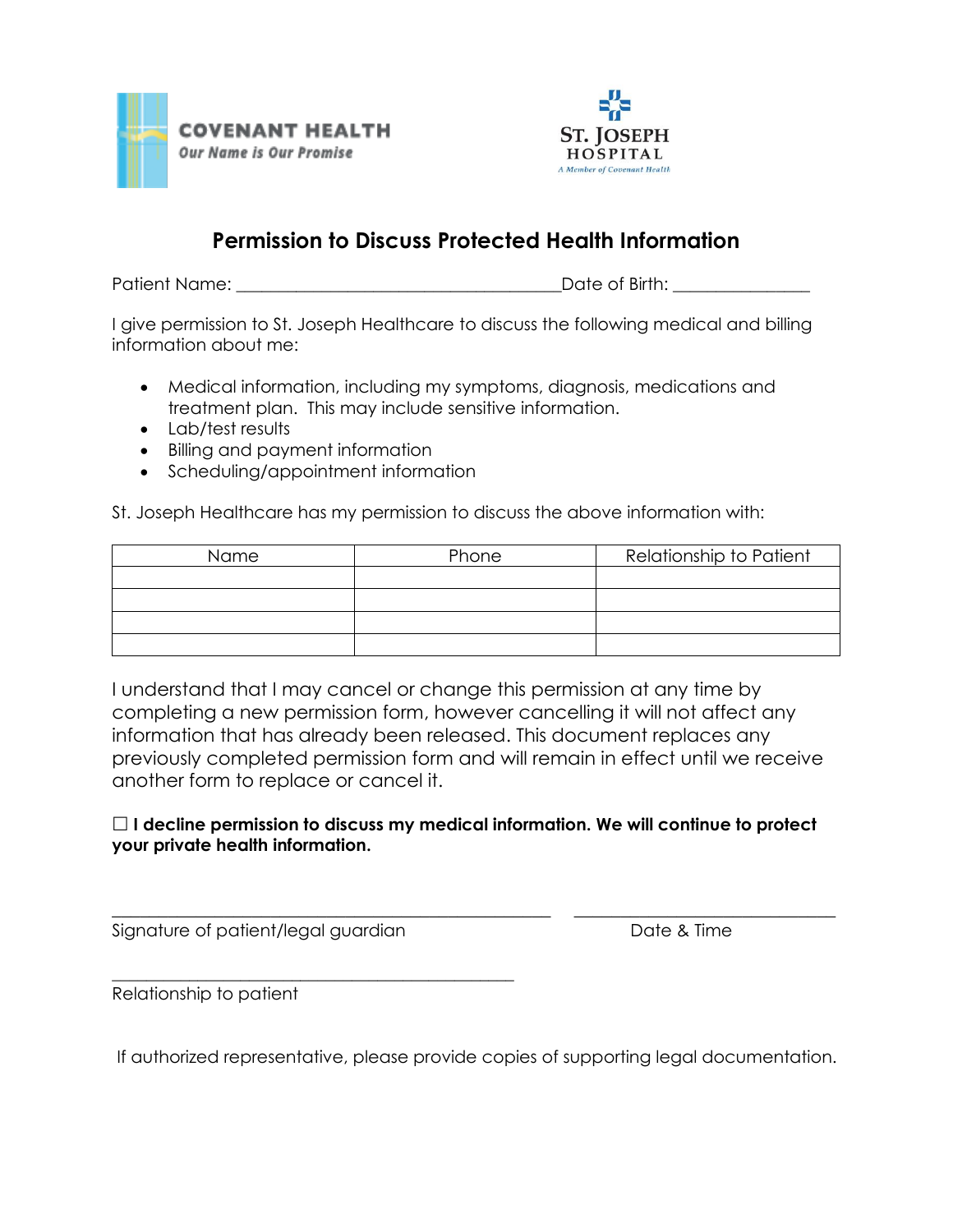COVENANT HEALTH
*Our Name is Our Promise*

ST. JOSEPH HOSPITAL
*A Member of Covenant Health*

# Permission to Discuss Protected Health Information

Patient Name: ____________________________________ Date of Birth: _______________

I give permission to St. Joseph Healthcare to discuss the following medical and billing information about me:

- Medical information, including my symptoms, diagnosis, medications and treatment plan. This may include sensitive information.
- Lab/test results
- Billing and payment information
- Scheduling/appointment information

St. Joseph Healthcare has my permission to discuss the above information with:

| Name | Phone | Relationship to Patient |
|---|---|---|
| | | |
| | | |
| | | |
| | | |

I understand that I may cancel or change this permission at any time by completing a new permission form, however cancelling it will not affect any information that has already been released. This document replaces any previously completed permission form and will remain in effect until we receive another form to replace or cancel it.

☐ **I decline permission to discuss my medical information. We will continue to protect your private health information.**

_________________________________________________ ______________________________
Signature of patient/legal guardian Date & Time

_____________________________________________
Relationship to patient

If authorized representative, please provide copies of supporting legal documentation.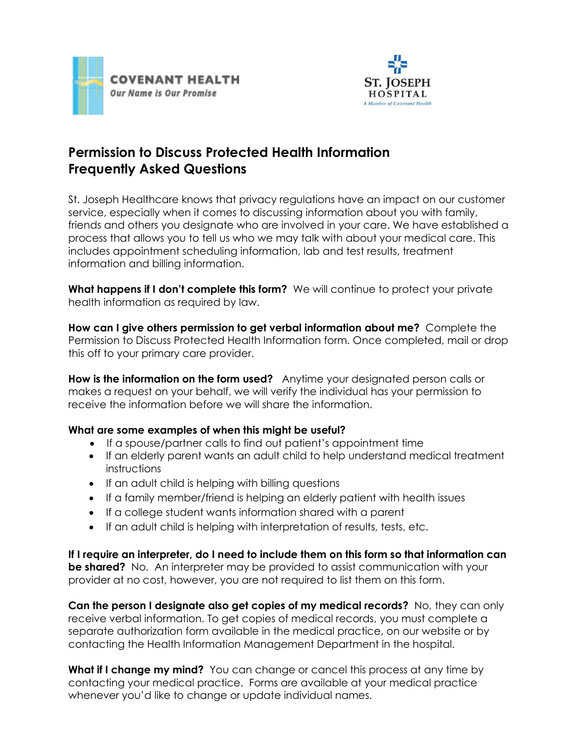# Permission to Discuss Protected Health Information Frequently Asked Questions

St. Joseph Healthcare knows that privacy regulations have an impact on our customer service, especially when it comes to discussing information about you with family, friends and others you designate who are involved in your care. We have established a process that allows you to tell us who we may talk with about your medical care. This includes appointment scheduling information, lab and test results, treatment information and billing information.

**What happens if I don't complete this form?** We will continue to protect your private health information as required by law.

**How can I give others permission to get verbal information about me?** Complete the Permission to Discuss Protected Health Information form. Once completed, mail or drop this off to your primary care provider.

**How is the information on the form used?** Anytime your designated person calls or makes a request on your behalf, we will verify the individual has your permission to receive the information before we will share the information.

**What are some examples of when this might be useful?**

- If a spouse/partner calls to find out patient's appointment time
- If an elderly parent wants an adult child to help understand medical treatment instructions
- If an adult child is helping with billing questions
- If a family member/friend is helping an elderly patient with health issues
- If a college student wants information shared with a parent
- If an adult child is helping with interpretation of results, tests, etc.

**If I require an interpreter, do I need to include them on this form so that information can be shared?** No. An interpreter may be provided to assist communication with your provider at no cost, however, you are not required to list them on this form.

**Can the person I designate also get copies of my medical records?** No, they can only receive verbal information. To get copies of medical records, you must complete a separate authorization form available in the medical practice, on our website or by contacting the Health Information Management Department in the hospital.

**What if I change my mind?** You can change or cancel this process at any time by contacting your medical practice. Forms are available at your medical practice whenever you'd like to change or update individual names.